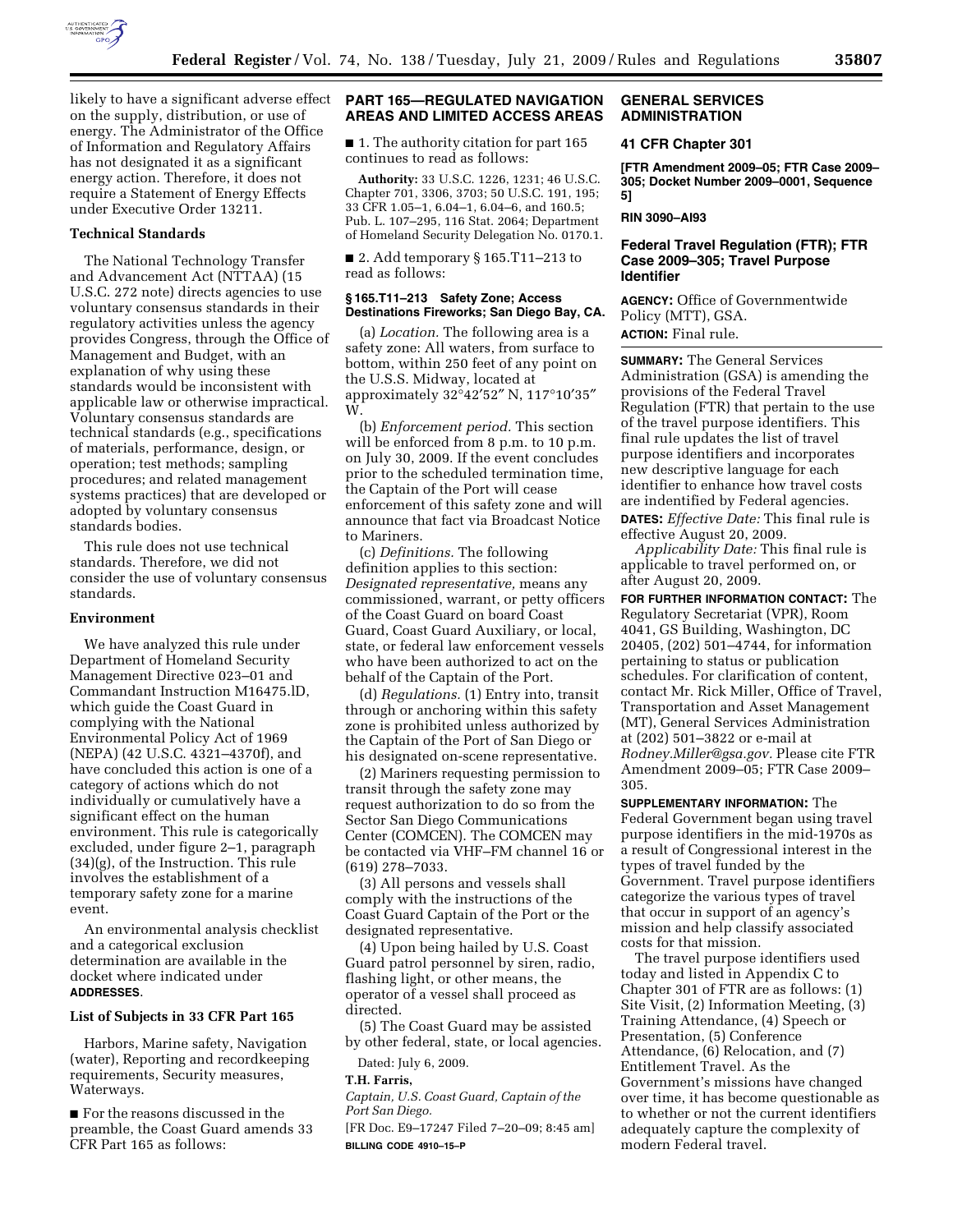likely to have a significant adverse effect on the supply, distribution, or use of energy. The Administrator of the Office of Information and Regulatory Affairs has not designated it as a significant energy action. Therefore, it does not require a Statement of Energy Effects under Executive Order 13211.

### Technical Standards

The National Technology Transfer and Advancement Act (NTTAA) (15 U.S.C. 272 note) directs agencies to use voluntary consensus standards in their regulatory activities unless the agency provides Congress, through the Office of Management and Budget, with an explanation of why using these standards would be inconsistent with applicable law or otherwise impractical. Voluntary consensus standards are technical standards (e.g., specifications of materials, performance, design, or operation; test methods; sampling procedures; and related management systems practices) that are developed or adopted by voluntary consensus standards bodies.

This rule does not use technical standards. Therefore, we did not consider the use of voluntary consensus standards.

### Environment

We have analyzed this rule under Department of Homeland Security Management Directive 023–01 and Commandant Instruction M16475.lD, which guide the Coast Guard in complying with the National Environmental Policy Act of 1969 (NEPA) (42 U.S.C. 4321–4370f), and have concluded this action is one of a category of actions which do not individually or cumulatively have a significant effect on the human environment. This rule is categorically excluded, under figure 2–1, paragraph (34)(g), of the Instruction. This rule involves the establishment of a temporary safety zone for a marine event.

An environmental analysis checklist and a categorical exclusion determination are available in the docket where indicated under **ADDRESSES**.

### List of Subjects in 33 CFR Part 165

Harbors, Marine safety, Navigation (water), Reporting and recordkeeping requirements, Security measures, Waterways.

■ For the reasons discussed in the preamble, the Coast Guard amends 33 CFR Part 165 as follows:

## PART 165—REGULATED NAVIGATION AREAS AND LIMITED ACCESS AREAS

■ 1. The authority citation for part 165 continues to read as follows:

**Authority:** 33 U.S.C. 1226, 1231; 46 U.S.C. Chapter 701, 3306, 3703; 50 U.S.C. 191, 195; 33 CFR 1.05–1, 6.04–1, 6.04–6, and 160.5; Pub. L. 107–295, 116 Stat. 2064; Department of Homeland Security Delegation No. 0170.1.

■ 2. Add temporary § 165.T11–213 to read as follows:

**§ 165.T11–213 Safety Zone; Access Destinations Fireworks; San Diego Bay, CA.**

(a) *Location.* The following area is a safety zone: All waters, from surface to bottom, within 250 feet of any point on the U.S.S. Midway, located at approximately 32°42′52″ N, 117°10′35″ W.

(b) *Enforcement period.* This section will be enforced from 8 p.m. to 10 p.m. on July 30, 2009. If the event concludes prior to the scheduled termination time, the Captain of the Port will cease enforcement of this safety zone and will announce that fact via Broadcast Notice to Mariners.

(c) *Definitions.* The following definition applies to this section: *Designated representative,* means any commissioned, warrant, or petty officers of the Coast Guard on board Coast Guard, Coast Guard Auxiliary, or local, state, or federal law enforcement vessels who have been authorized to act on the behalf of the Captain of the Port.

(d) *Regulations.* (1) Entry into, transit through or anchoring within this safety zone is prohibited unless authorized by the Captain of the Port of San Diego or his designated on-scene representative.

(2) Mariners requesting permission to transit through the safety zone may request authorization to do so from the Sector San Diego Communications Center (COMCEN). The COMCEN may be contacted via VHF–FM channel 16 or (619) 278–7033.

(3) All persons and vessels shall comply with the instructions of the Coast Guard Captain of the Port or the designated representative.

(4) Upon being hailed by U.S. Coast Guard patrol personnel by siren, radio, flashing light, or other means, the operator of a vessel shall proceed as directed.

(5) The Coast Guard may be assisted by other federal, state, or local agencies.

Dated: July 6, 2009.

**T.H. Farris,**

*Captain, U.S. Coast Guard, Captain of the Port San Diego.*

[FR Doc. E9–17247 Filed 7–20–09; 8:45 am]

**BILLING CODE 4910–15–P**

## GENERAL SERVICES ADMINISTRATION

### 41 CFR Chapter 301

**[FTR Amendment 2009–05; FTR Case 2009–305; Docket Number 2009–0001, Sequence 5]**

**RIN 3090–AI93**

### Federal Travel Regulation (FTR); FTR Case 2009–305; Travel Purpose Identifier

**AGENCY:** Office of Governmentwide Policy (MTT), GSA.

**ACTION:** Final rule.

**SUMMARY:** The General Services Administration (GSA) is amending the provisions of the Federal Travel Regulation (FTR) that pertain to the use of the travel purpose identifiers. This final rule updates the list of travel purpose identifiers and incorporates new descriptive language for each identifier to enhance how travel costs are indentified by Federal agencies.

**DATES:** *Effective Date:* This final rule is effective August 20, 2009.

*Applicability Date:* This final rule is applicable to travel performed on, or after August 20, 2009.

**FOR FURTHER INFORMATION CONTACT:** The Regulatory Secretariat (VPR), Room 4041, GS Building, Washington, DC 20405, (202) 501–4744, for information pertaining to status or publication schedules. For clarification of content, contact Mr. Rick Miller, Office of Travel, Transportation and Asset Management (MT), General Services Administration at (202) 501–3822 or e-mail at *Rodney.Miller@gsa.gov.* Please cite FTR Amendment 2009–05; FTR Case 2009–305.

**SUPPLEMENTARY INFORMATION:** The Federal Government began using travel purpose identifiers in the mid-1970s as a result of Congressional interest in the types of travel funded by the Government. Travel purpose identifiers categorize the various types of travel that occur in support of an agency's mission and help classify associated costs for that mission.

The travel purpose identifiers used today and listed in Appendix C to Chapter 301 of FTR are as follows: (1) Site Visit, (2) Information Meeting, (3) Training Attendance, (4) Speech or Presentation, (5) Conference Attendance, (6) Relocation, and (7) Entitlement Travel. As the Government's missions have changed over time, it has become questionable as to whether or not the current identifiers adequately capture the complexity of modern Federal travel.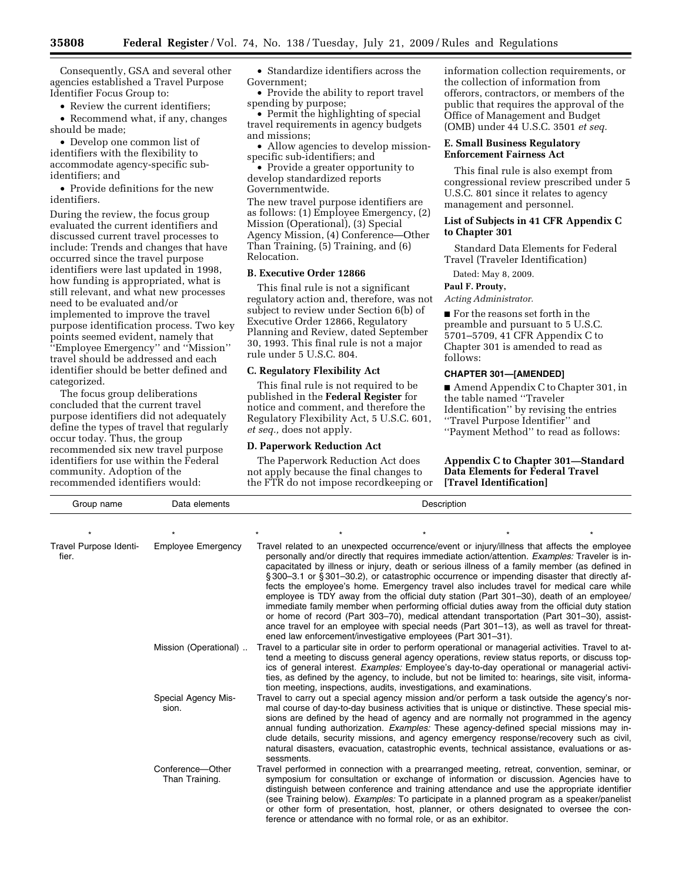Consequently, GSA and several other agencies established a Travel Purpose Identifier Focus Group to:

- Review the current identifiers;
- Recommend what, if any, changes should be made;
- Develop one common list of identifiers with the flexibility to accommodate agency-specific sub-identifiers; and
- Provide definitions for the new identifiers.

During the review, the focus group evaluated the current identifiers and discussed current travel processes to include: Trends and changes that have occurred since the travel purpose identifiers were last updated in 1998, how funding is appropriated, what is still relevant, and what new processes need to be evaluated and/or implemented to improve the travel purpose identification process. Two key points seemed evident, namely that ''Employee Emergency'' and ''Mission'' travel should be addressed and each identifier should be better defined and categorized.

The focus group deliberations concluded that the current travel purpose identifiers did not adequately define the types of travel that regularly occur today. Thus, the group recommended six new travel purpose identifiers for use within the Federal community. Adoption of the recommended identifiers would:

- Standardize identifiers across the Government;
- Provide the ability to report travel spending by purpose;
- Permit the highlighting of special travel requirements in agency budgets and missions;
- Allow agencies to develop mission-specific sub-identifiers; and
- Provide a greater opportunity to develop standardized reports Governmentwide.

The new travel purpose identifiers are as follows: (1) Employee Emergency, (2) Mission (Operational), (3) Special Agency Mission, (4) Conference—Other Than Training, (5) Training, and (6) Relocation.

## B. Executive Order 12866

This final rule is not a significant regulatory action and, therefore, was not subject to review under Section 6(b) of Executive Order 12866, Regulatory Planning and Review, dated September 30, 1993. This final rule is not a major rule under 5 U.S.C. 804.

## C. Regulatory Flexibility Act

This final rule is not required to be published in the **Federal Register** for notice and comment, and therefore the Regulatory Flexibility Act, 5 U.S.C. 601, *et seq.,* does not apply.

## D. Paperwork Reduction Act

The Paperwork Reduction Act does not apply because the final changes to the FTR do not impose recordkeeping or information collection requirements, or the collection of information from offerors, contractors, or members of the public that requires the approval of the Office of Management and Budget (OMB) under 44 U.S.C. 3501 *et seq.*

## E. Small Business Regulatory Enforcement Fairness Act

This final rule is also exempt from congressional review prescribed under 5 U.S.C. 801 since it relates to agency management and personnel.

## List of Subjects in 41 CFR Appendix C to Chapter 301

Standard Data Elements for Federal Travel (Traveler Identification)

Dated: May 8, 2009.

**Paul F. Prouty,**

*Acting Administrator.*

■ For the reasons set forth in the preamble and pursuant to 5 U.S.C. 5701–5709, 41 CFR Appendix C to Chapter 301 is amended to read as follows:

### CHAPTER 301—[AMENDED]

■ Amend Appendix C to Chapter 301, in the table named ''Traveler Identification'' by revising the entries ''Travel Purpose Identifier'' and ''Payment Method'' to read as follows:

### Appendix C to Chapter 301—Standard Data Elements for Federal Travel [Travel Identification]

| Group name | Data elements | Description |
|---|---|---|
| * | * | * * * * * |
| Travel Purpose Identifier. | Employee Emergency | Travel related to an unexpected occurrence/event or injury/illness that affects the employee personally and/or directly that requires immediate action/attention. *Examples:* Traveler is incapacitated by illness or injury, death or serious illness of a family member (as defined in § 300–3.1 or § 301–30.2), or catastrophic occurrence or impending disaster that directly affects the employee's home. Emergency travel also includes travel for medical care while employee is TDY away from the official duty station (Part 301–30), death of an employee/immediate family member when performing official duties away from the official duty station or home of record (Part 303–70), medical attendant transportation (Part 301–30), assistance travel for an employee with special needs (Part 301–13), as well as travel for threatened law enforcement/investigative employees (Part 301–31). |
| | Mission (Operational) .. | Travel to a particular site in order to perform operational or managerial activities. Travel to attend a meeting to discuss general agency operations, review status reports, or discuss topics of general interest. *Examples:* Employee's day-to-day operational or managerial activities, as defined by the agency, to include, but not be limited to: hearings, site visit, information meeting, inspections, audits, investigations, and examinations. |
| | Special Agency Mission. | Travel to carry out a special agency mission and/or perform a task outside the agency's normal course of day-to-day business activities that is unique or distinctive. These special missions are defined by the head of agency and are normally not programmed in the agency annual funding authorization. *Examples:* These agency-defined special missions may include details, security missions, and agency emergency response/recovery such as civil, natural disasters, evacuation, catastrophic events, technical assistance, evaluations or assessments. |
| | Conference—Other Than Training. | Travel performed in connection with a prearranged meeting, retreat, convention, seminar, or symposium for consultation or exchange of information or discussion. Agencies have to distinguish between conference and training attendance and use the appropriate identifier (see Training below). *Examples:* To participate in a planned program as a speaker/panelist or other form of presentation, host, planner, or others designated to oversee the conference or attendance with no formal role, or as an exhibitor. |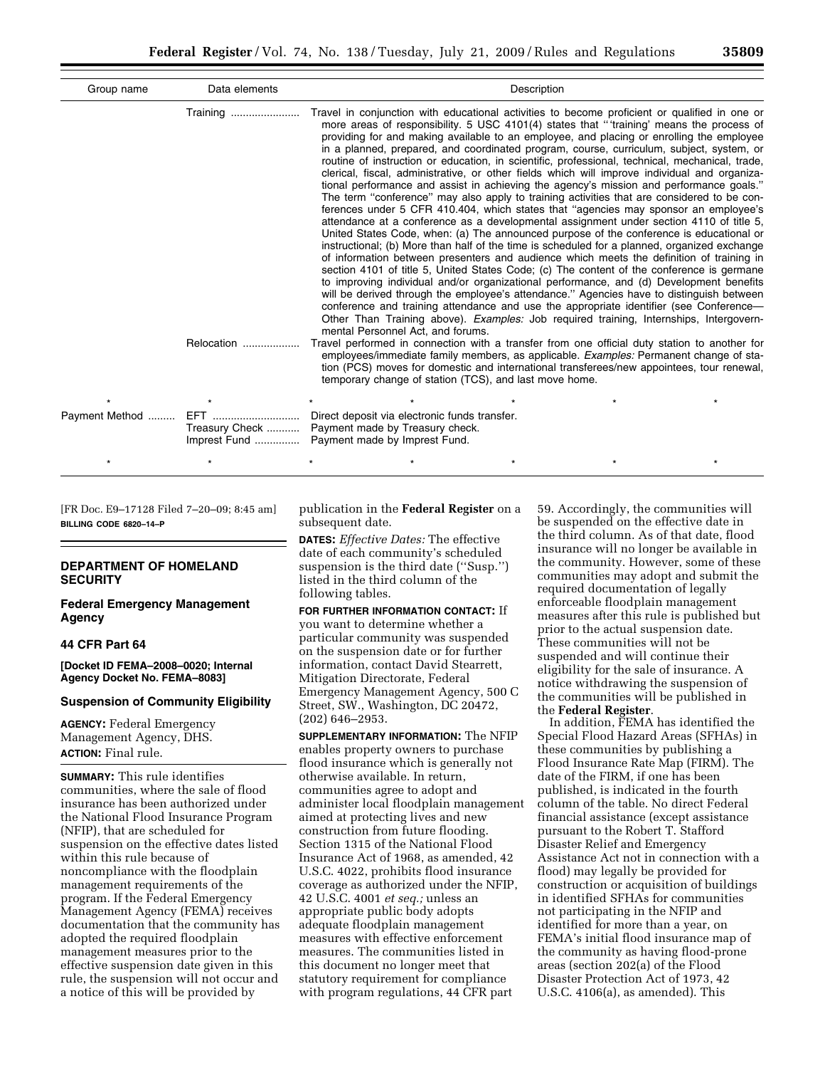| Group name | Data elements | Description |
|---|---|---|
| | Training | Travel in conjunction with educational activities to become proficient or qualified in one or more areas of responsibility. 5 USC 4101(4) states that "'training' means the process of providing for and making available to an employee, and placing or enrolling the employee in a planned, prepared, and coordinated program, course, curriculum, subject, system, or routine of instruction or education, in scientific, professional, technical, mechanical, trade, clerical, fiscal, administrative, or other fields which will improve individual and organizational performance and assist in achieving the agency's mission and performance goals." The term "conference" may also apply to training activities that are considered to be conferences under 5 CFR 410.404, which states that "agencies may sponsor an employee's attendance at a conference as a developmental assignment under section 4110 of title 5, United States Code, when: (a) The announced purpose of the conference is educational or instructional; (b) More than half of the time is scheduled for a planned, organized exchange of information between presenters and audience which meets the definition of training in section 4101 of title 5, United States Code; (c) The content of the conference is germane to improving individual and/or organizational performance, and (d) Development benefits will be derived through the employee's attendance." Agencies have to distinguish between conference and training attendance and use the appropriate identifier (see Conference—Other Than Training above). *Examples:* Job required training, Internships, Intergovernmental Personnel Act, and forums. |
| | Relocation | Travel performed in connection with a transfer from one official duty station to another for employees/immediate family members, as applicable. *Examples:* Permanent change of station (PCS) moves for domestic and international transferees/new appointees, tour renewal, temporary change of station (TCS), and last move home. |
| * | * | * * * * * |
| Payment Method | EFT | Direct deposit via electronic funds transfer. |
| | Treasury Check | Payment made by Treasury check. |
| | Imprest Fund | Payment made by Imprest Fund. |
| * | * | * * * * * |

[FR Doc. E9–17128 Filed 7–20–09; 8:45 am]

**BILLING CODE 6820–14–P**

## DEPARTMENT OF HOMELAND SECURITY

### Federal Emergency Management Agency

### 44 CFR Part 64

**[Docket ID FEMA–2008–0020; Internal Agency Docket No. FEMA–8083]**

### Suspension of Community Eligibility

**AGENCY:** Federal Emergency Management Agency, DHS.

**ACTION:** Final rule.

**SUMMARY:** This rule identifies communities, where the sale of flood insurance has been authorized under the National Flood Insurance Program (NFIP), that are scheduled for suspension on the effective dates listed within this rule because of noncompliance with the floodplain management requirements of the program. If the Federal Emergency Management Agency (FEMA) receives documentation that the community has adopted the required floodplain management measures prior to the effective suspension date given in this rule, the suspension will not occur and a notice of this will be provided by publication in the **Federal Register** on a subsequent date.

**DATES:** *Effective Dates:* The effective date of each community's scheduled suspension is the third date ("Susp.") listed in the third column of the following tables.

**FOR FURTHER INFORMATION CONTACT:** If you want to determine whether a particular community was suspended on the suspension date or for further information, contact David Stearrett, Mitigation Directorate, Federal Emergency Management Agency, 500 C Street, SW., Washington, DC 20472, (202) 646–2953.

**SUPPLEMENTARY INFORMATION:** The NFIP enables property owners to purchase flood insurance which is generally not otherwise available. In return, communities agree to adopt and administer local floodplain management aimed at protecting lives and new construction from future flooding. Section 1315 of the National Flood Insurance Act of 1968, as amended, 42 U.S.C. 4022, prohibits flood insurance coverage as authorized under the NFIP, 42 U.S.C. 4001 *et seq.;* unless an appropriate public body adopts adequate floodplain management measures with effective enforcement measures. The communities listed in this document no longer meet that statutory requirement for compliance with program regulations, 44 CFR part 59. Accordingly, the communities will be suspended on the effective date in the third column. As of that date, flood insurance will no longer be available in the community. However, some of these communities may adopt and submit the required documentation of legally enforceable floodplain management measures after this rule is published but prior to the actual suspension date. These communities will not be suspended and will continue their eligibility for the sale of insurance. A notice withdrawing the suspension of the communities will be published in the **Federal Register**.

In addition, FEMA has identified the Special Flood Hazard Areas (SFHAs) in these communities by publishing a Flood Insurance Rate Map (FIRM). The date of the FIRM, if one has been published, is indicated in the fourth column of the table. No direct Federal financial assistance (except assistance pursuant to the Robert T. Stafford Disaster Relief and Emergency Assistance Act not in connection with a flood) may legally be provided for construction or acquisition of buildings in identified SFHAs for communities not participating in the NFIP and identified for more than a year, on FEMA's initial flood insurance map of the community as having flood-prone areas (section 202(a) of the Flood Disaster Protection Act of 1973, 42 U.S.C. 4106(a), as amended). This